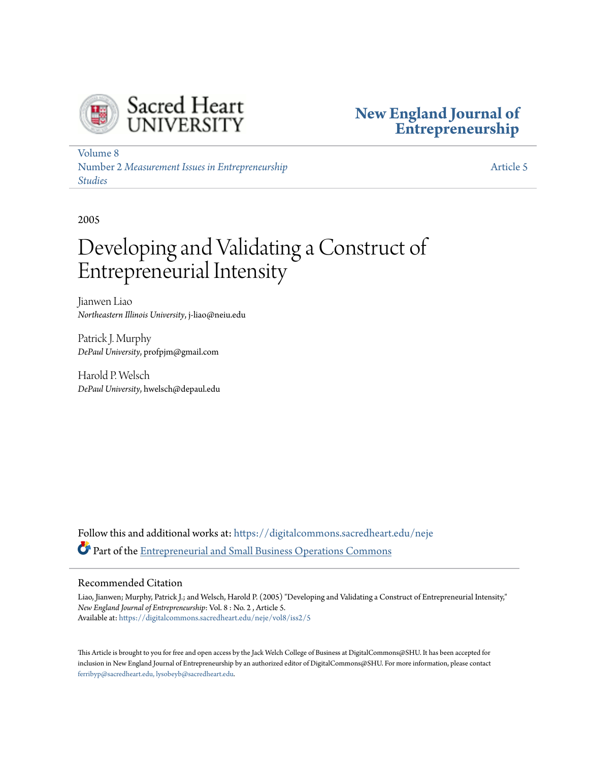Sacred Heart UNIVERSITY

**New England Journal of Entrepreneurship**

Volume 8
Number 2 *Measurement Issues in Entrepreneurship Studies*

Article 5

2005

# Developing and Validating a Construct of Entrepreneurial Intensity

Jianwen Liao
*Northeastern Illinois University*, j-liao@neiu.edu

Patrick J. Murphy
*DePaul University*, profpjm@gmail.com

Harold P. Welsch
*DePaul University*, hwelsch@depaul.edu

Follow this and additional works at: https://digitalcommons.sacredheart.edu/neje

Part of the Entrepreneurial and Small Business Operations Commons

## Recommended Citation

Liao, Jianwen; Murphy, Patrick J.; and Welsch, Harold P. (2005) "Developing and Validating a Construct of Entrepreneurial Intensity," *New England Journal of Entrepreneurship*: Vol. 8 : No. 2 , Article 5.
Available at: https://digitalcommons.sacredheart.edu/neje/vol8/iss2/5

This Article is brought to you for free and open access by the Jack Welch College of Business at DigitalCommons@SHU. It has been accepted for inclusion in New England Journal of Entrepreneurship by an authorized editor of DigitalCommons@SHU. For more information, please contact ferribyp@sacredheart.edu, lysobeyb@sacredheart.edu.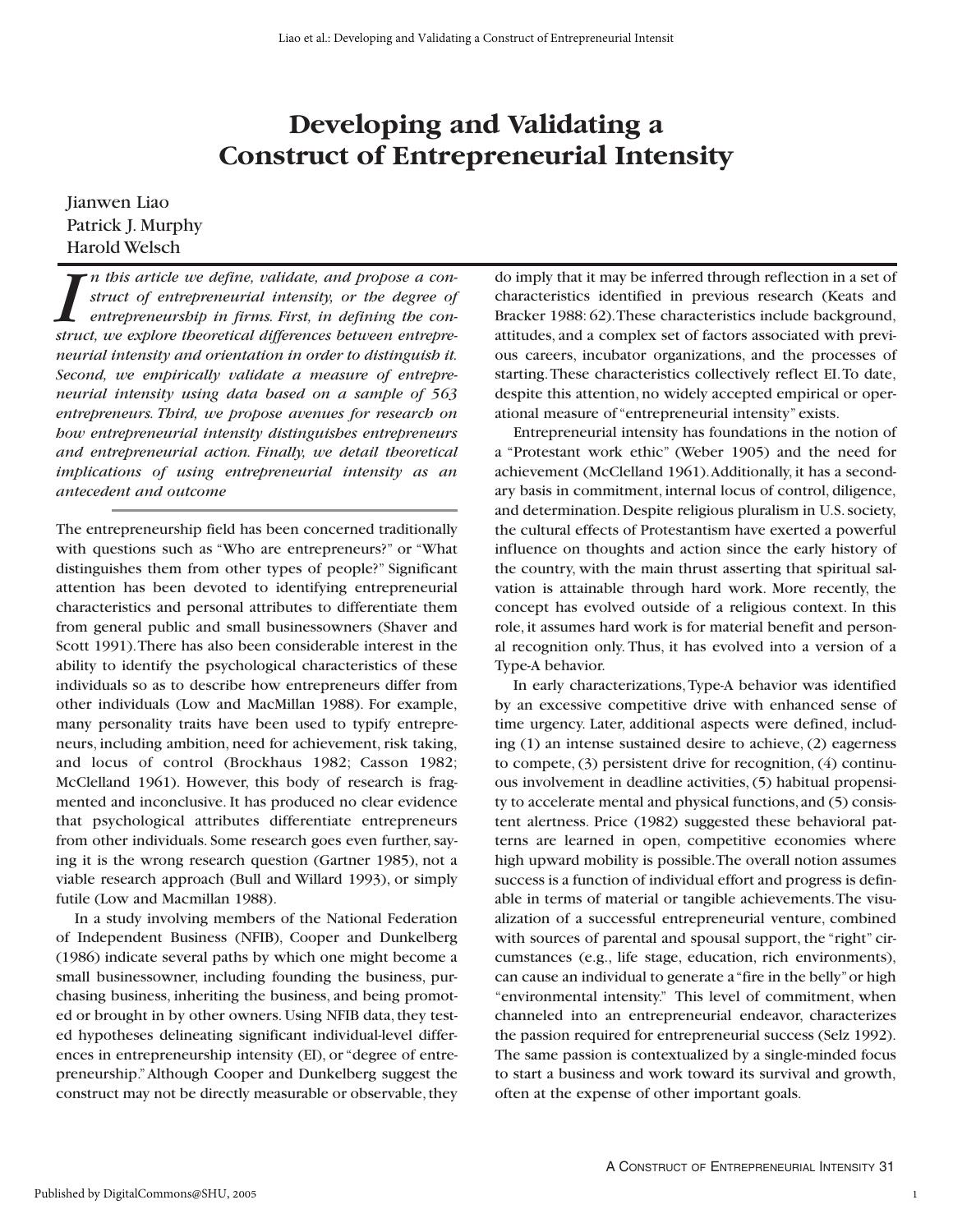# Developing and Validating a Construct of Entrepreneurial Intensity

Jianwen Liao
Patrick J. Murphy
Harold Welsch

*In this article we define, validate, and propose a construct of entrepreneurial intensity, or the degree of entrepreneurship in firms. First, in defining the construct, we explore theoretical differences between entrepreneurial intensity and orientation in order to distinguish it. Second, we empirically validate a measure of entrepreneurial intensity using data based on a sample of 563 entrepreneurs. Third, we propose avenues for research on how entrepreneurial intensity distinguishes entrepreneurs and entrepreneurial action. Finally, we detail theoretical implications of using entrepreneurial intensity as an antecedent and outcome*

The entrepreneurship field has been concerned traditionally with questions such as "Who are entrepreneurs?" or "What distinguishes them from other types of people?" Significant attention has been devoted to identifying entrepreneurial characteristics and personal attributes to differentiate them from general public and small businessowners (Shaver and Scott 1991). There has also been considerable interest in the ability to identify the psychological characteristics of these individuals so as to describe how entrepreneurs differ from other individuals (Low and MacMillan 1988). For example, many personality traits have been used to typify entrepreneurs, including ambition, need for achievement, risk taking, and locus of control (Brockhaus 1982; Casson 1982; McClelland 1961). However, this body of research is fragmented and inconclusive. It has produced no clear evidence that psychological attributes differentiate entrepreneurs from other individuals. Some research goes even further, saying it is the wrong research question (Gartner 1985), not a viable research approach (Bull and Willard 1993), or simply futile (Low and Macmillan 1988).

In a study involving members of the National Federation of Independent Business (NFIB), Cooper and Dunkelberg (1986) indicate several paths by which one might become a small businessowner, including founding the business, purchasing business, inheriting the business, and being promoted or brought in by other owners. Using NFIB data, they tested hypotheses delineating significant individual-level differences in entrepreneurship intensity (EI), or "degree of entrepreneurship." Although Cooper and Dunkelberg suggest the construct may not be directly measurable or observable, they do imply that it may be inferred through reflection in a set of characteristics identified in previous research (Keats and Bracker 1988: 62). These characteristics include background, attitudes, and a complex set of factors associated with previous careers, incubator organizations, and the processes of starting. These characteristics collectively reflect EI. To date, despite this attention, no widely accepted empirical or operational measure of "entrepreneurial intensity" exists.

Entrepreneurial intensity has foundations in the notion of a "Protestant work ethic" (Weber 1905) and the need for achievement (McClelland 1961). Additionally, it has a secondary basis in commitment, internal locus of control, diligence, and determination. Despite religious pluralism in U.S. society, the cultural effects of Protestantism have exerted a powerful influence on thoughts and action since the early history of the country, with the main thrust asserting that spiritual salvation is attainable through hard work. More recently, the concept has evolved outside of a religious context. In this role, it assumes hard work is for material benefit and personal recognition only. Thus, it has evolved into a version of a Type-A behavior.

In early characterizations, Type-A behavior was identified by an excessive competitive drive with enhanced sense of time urgency. Later, additional aspects were defined, including (1) an intense sustained desire to achieve, (2) eagerness to compete, (3) persistent drive for recognition, (4) continuous involvement in deadline activities, (5) habitual propensity to accelerate mental and physical functions, and (5) consistent alertness. Price (1982) suggested these behavioral patterns are learned in open, competitive economies where high upward mobility is possible. The overall notion assumes success is a function of individual effort and progress is definable in terms of material or tangible achievements. The visualization of a successful entrepreneurial venture, combined with sources of parental and spousal support, the "right" circumstances (e.g., life stage, education, rich environments), can cause an individual to generate a "fire in the belly" or high "environmental intensity." This level of commitment, when channeled into an entrepreneurial endeavor, characterizes the passion required for entrepreneurial success (Selz 1992). The same passion is contextualized by a single-minded focus to start a business and work toward its survival and growth, often at the expense of other important goals.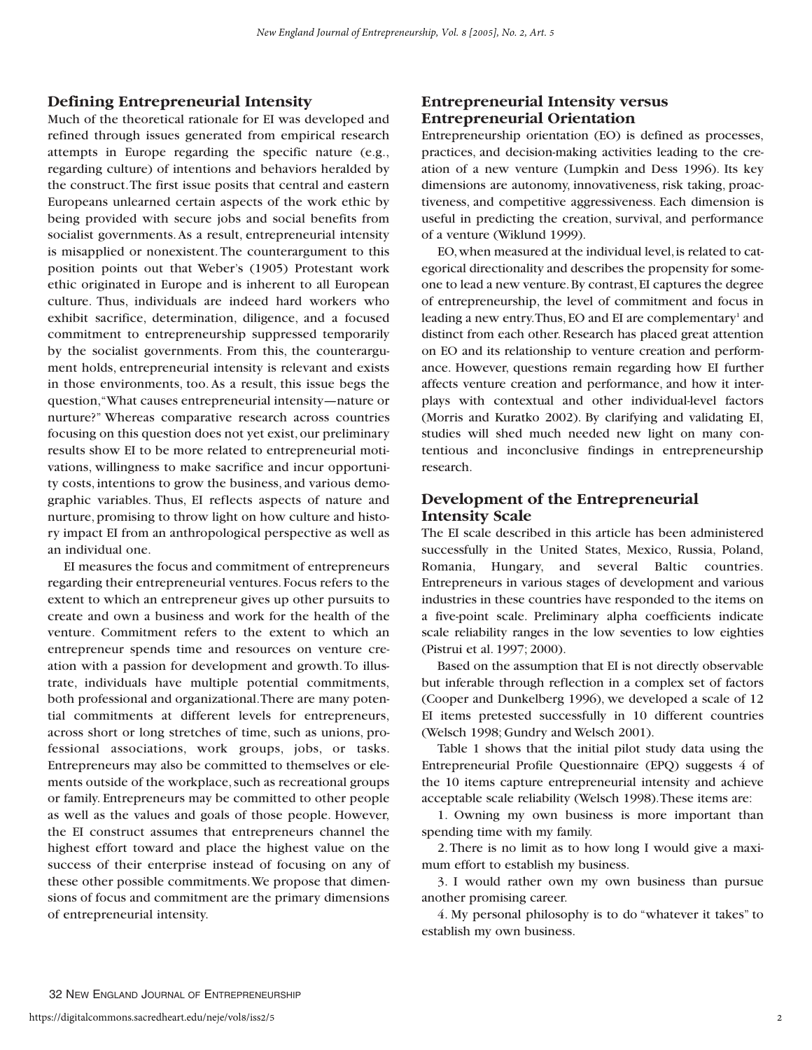## Defining Entrepreneurial Intensity

Much of the theoretical rationale for EI was developed and refined through issues generated from empirical research attempts in Europe regarding the specific nature (e.g., regarding culture) of intentions and behaviors heralded by the construct. The first issue posits that central and eastern Europeans unlearned certain aspects of the work ethic by being provided with secure jobs and social benefits from socialist governments. As a result, entrepreneurial intensity is misapplied or nonexistent. The counterargument to this position points out that Weber's (1905) Protestant work ethic originated in Europe and is inherent to all European culture. Thus, individuals are indeed hard workers who exhibit sacrifice, determination, diligence, and a focused commitment to entrepreneurship suppressed temporarily by the socialist governments. From this, the counterargument holds, entrepreneurial intensity is relevant and exists in those environments, too. As a result, this issue begs the question, "What causes entrepreneurial intensity—nature or nurture?" Whereas comparative research across countries focusing on this question does not yet exist, our preliminary results show EI to be more related to entrepreneurial motivations, willingness to make sacrifice and incur opportunity costs, intentions to grow the business, and various demographic variables. Thus, EI reflects aspects of nature and nurture, promising to throw light on how culture and history impact EI from an anthropological perspective as well as an individual one.

EI measures the focus and commitment of entrepreneurs regarding their entrepreneurial ventures. Focus refers to the extent to which an entrepreneur gives up other pursuits to create and own a business and work for the health of the venture. Commitment refers to the extent to which an entrepreneur spends time and resources on venture creation with a passion for development and growth. To illustrate, individuals have multiple potential commitments, both professional and organizational. There are many potential commitments at different levels for entrepreneurs, across short or long stretches of time, such as unions, professional associations, work groups, jobs, or tasks. Entrepreneurs may also be committed to themselves or elements outside of the workplace, such as recreational groups or family. Entrepreneurs may be committed to other people as well as the values and goals of those people. However, the EI construct assumes that entrepreneurs channel the highest effort toward and place the highest value on the success of their enterprise instead of focusing on any of these other possible commitments. We propose that dimensions of focus and commitment are the primary dimensions of entrepreneurial intensity.

## Entrepreneurial Intensity versus Entrepreneurial Orientation

Entrepreneurship orientation (EO) is defined as processes, practices, and decision-making activities leading to the creation of a new venture (Lumpkin and Dess 1996). Its key dimensions are autonomy, innovativeness, risk taking, proactiveness, and competitive aggressiveness. Each dimension is useful in predicting the creation, survival, and performance of a venture (Wiklund 1999).

EO, when measured at the individual level, is related to categorical directionality and describes the propensity for someone to lead a new venture. By contrast, EI captures the degree of entrepreneurship, the level of commitment and focus in leading a new entry. Thus, EO and EI are complementary[1] and distinct from each other. Research has placed great attention on EO and its relationship to venture creation and performance. However, questions remain regarding how EI further affects venture creation and performance, and how it interplays with contextual and other individual-level factors (Morris and Kuratko 2002). By clarifying and validating EI, studies will shed much needed new light on many contentious and inconclusive findings in entrepreneurship research.

## Development of the Entrepreneurial Intensity Scale

The EI scale described in this article has been administered successfully in the United States, Mexico, Russia, Poland, Romania, Hungary, and several Baltic countries. Entrepreneurs in various stages of development and various industries in these countries have responded to the items on a five-point scale. Preliminary alpha coefficients indicate scale reliability ranges in the low seventies to low eighties (Pistrui et al. 1997; 2000).

Based on the assumption that EI is not directly observable but inferable through reflection in a complex set of factors (Cooper and Dunkelberg 1996), we developed a scale of 12 EI items pretested successfully in 10 different countries (Welsch 1998; Gundry and Welsch 2001).

Table 1 shows that the initial pilot study data using the Entrepreneurial Profile Questionnaire (EPQ) suggests 4 of the 10 items capture entrepreneurial intensity and achieve acceptable scale reliability (Welsch 1998). These items are:

1. Owning my own business is more important than spending time with my family.
2. There is no limit as to how long I would give a maximum effort to establish my business.
3. I would rather own my own business than pursue another promising career.
4. My personal philosophy is to do "whatever it takes" to establish my own business.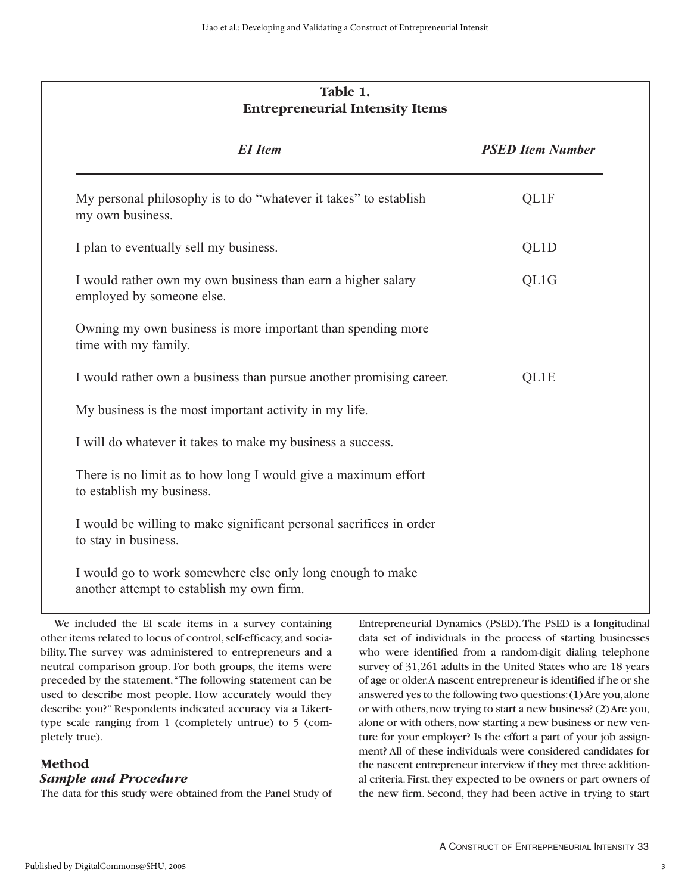**Table 1.**
**Entrepreneurial Intensity Items**

| *EI Item* | *PSED Item Number* |
|---|---|
| My personal philosophy is to do "whatever it takes" to establish my own business. | QL1F |
| I plan to eventually sell my business. | QL1D |
| I would rather own my own business than earn a higher salary employed by someone else. | QL1G |
| Owning my own business is more important than spending more time with my family. | |
| I would rather own a business than pursue another promising career. | QL1E |
| My business is the most important activity in my life. | |
| I will do whatever it takes to make my business a success. | |
| There is no limit as to how long I would give a maximum effort to establish my business. | |
| I would be willing to make significant personal sacrifices in order to stay in business. | |
| I would go to work somewhere else only long enough to make another attempt to establish my own firm. | |

We included the EI scale items in a survey containing other items related to locus of control, self-efficacy, and sociability. The survey was administered to entrepreneurs and a neutral comparison group. For both groups, the items were preceded by the statement, "The following statement can be used to describe most people. How accurately would they describe you?" Respondents indicated accuracy via a Likert-type scale ranging from 1 (completely untrue) to 5 (completely true).

## Method

### *Sample and Procedure*

The data for this study were obtained from the Panel Study of Entrepreneurial Dynamics (PSED). The PSED is a longitudinal data set of individuals in the process of starting businesses who were identified from a random-digit dialing telephone survey of 31,261 adults in the United States who are 18 years of age or older. A nascent entrepreneur is identified if he or she answered yes to the following two questions: (1) Are you, alone or with others, now trying to start a new business? (2) Are you, alone or with others, now starting a new business or new venture for your employer? Is the effort a part of your job assignment? All of these individuals were considered candidates for the nascent entrepreneur interview if they met three additional criteria. First, they expected to be owners or part owners of the new firm. Second, they had been active in trying to start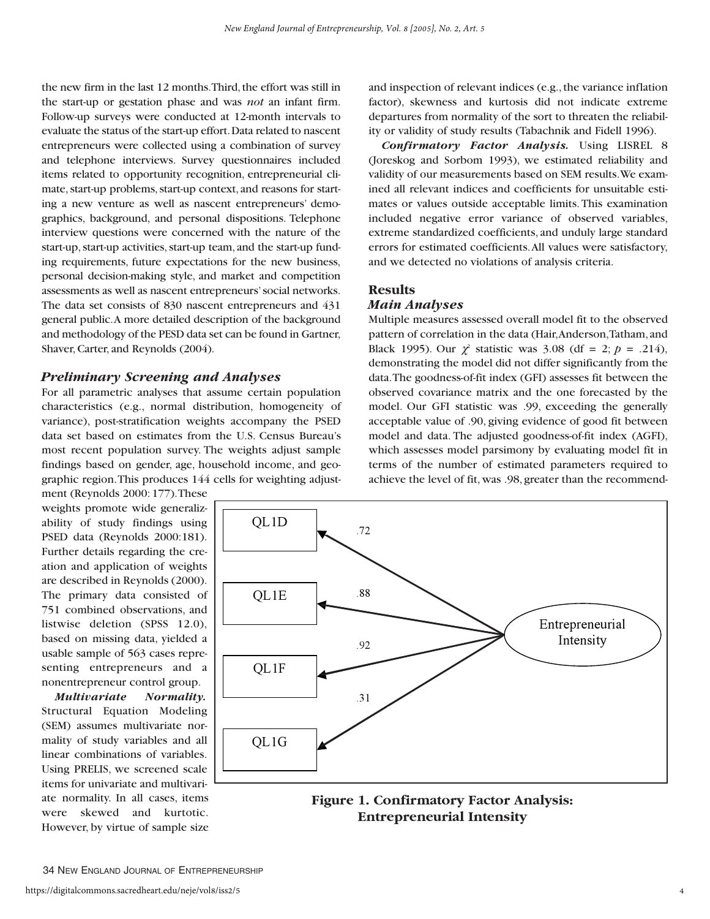the new firm in the last 12 months. Third, the effort was still in the start-up or gestation phase and was *not* an infant firm. Follow-up surveys were conducted at 12-month intervals to evaluate the status of the start-up effort. Data related to nascent entrepreneurs were collected using a combination of survey and telephone interviews. Survey questionnaires included items related to opportunity recognition, entrepreneurial climate, start-up problems, start-up context, and reasons for starting a new venture as well as nascent entrepreneurs' demographics, background, and personal dispositions. Telephone interview questions were concerned with the nature of the start-up, start-up activities, start-up team, and the start-up funding requirements, future expectations for the new business, personal decision-making style, and market and competition assessments as well as nascent entrepreneurs' social networks. The data set consists of 830 nascent entrepreneurs and 431 general public. A more detailed description of the background and methodology of the PESD data set can be found in Gartner, Shaver, Carter, and Reynolds (2004).

## *Preliminary Screening and Analyses*

For all parametric analyses that assume certain population characteristics (e.g., normal distribution, homogeneity of variance), post-stratification weights accompany the PSED data set based on estimates from the U.S. Census Bureau's most recent population survey. The weights adjust sample findings based on gender, age, household income, and geographic region. This produces 144 cells for weighting adjustment (Reynolds 2000: 177). These weights promote wide generalizability of study findings using PSED data (Reynolds 2000:181). Further details regarding the creation and application of weights are described in Reynolds (2000). The primary data consisted of 751 combined observations, and listwise deletion (SPSS 12.0), based on missing data, yielded a usable sample of 563 cases representing entrepreneurs and a nonentrepreneur control group.

***Multivariate Normality.*** Structural Equation Modeling (SEM) assumes multivariate normality of study variables and all linear combinations of variables. Using PRELIS, we screened scale items for univariate and multivariate normality. In all cases, items were skewed and kurtotic. However, by virtue of sample size and inspection of relevant indices (e.g., the variance inflation factor), skewness and kurtosis did not indicate extreme departures from normality of the sort to threaten the reliability or validity of study results (Tabachnik and Fidell 1996).

***Confirmatory Factor Analysis.*** Using LISREL 8 (Joreskog and Sorbom 1993), we estimated reliability and validity of our measurements based on SEM results. We examined all relevant indices and coefficients for unsuitable estimates or values outside acceptable limits. This examination included negative error variance of observed variables, extreme standardized coefficients, and unduly large standard errors for estimated coefficients. All values were satisfactory, and we detected no violations of analysis criteria.

## Results

### *Main Analyses*

Multiple measures assessed overall model fit to the observed pattern of correlation in the data (Hair, Anderson, Tatham, and Black 1995). Our $\chi^2$ statistic was 3.08 (df = 2; $p$ = .214), demonstrating the model did not differ significantly from the data. The goodness-of-fit index (GFI) assesses fit between the observed covariance matrix and the one forecasted by the model. Our GFI statistic was .99, exceeding the generally acceptable value of .90, giving evidence of good fit between model and data. The adjusted goodness-of-fit index (AGFI), which assesses model parsimony by evaluating model fit in terms of the number of estimated parameters required to achieve the level of fit, was .98, greater than the recommend-

| Indicator | Loading on Entrepreneurial Intensity |
|---|---|
| QL1D | .72 |
| QL1E | .88 |
| QL1F | .92 |
| QL1G | .31 |

**Figure 1. Confirmatory Factor Analysis: Entrepreneurial Intensity**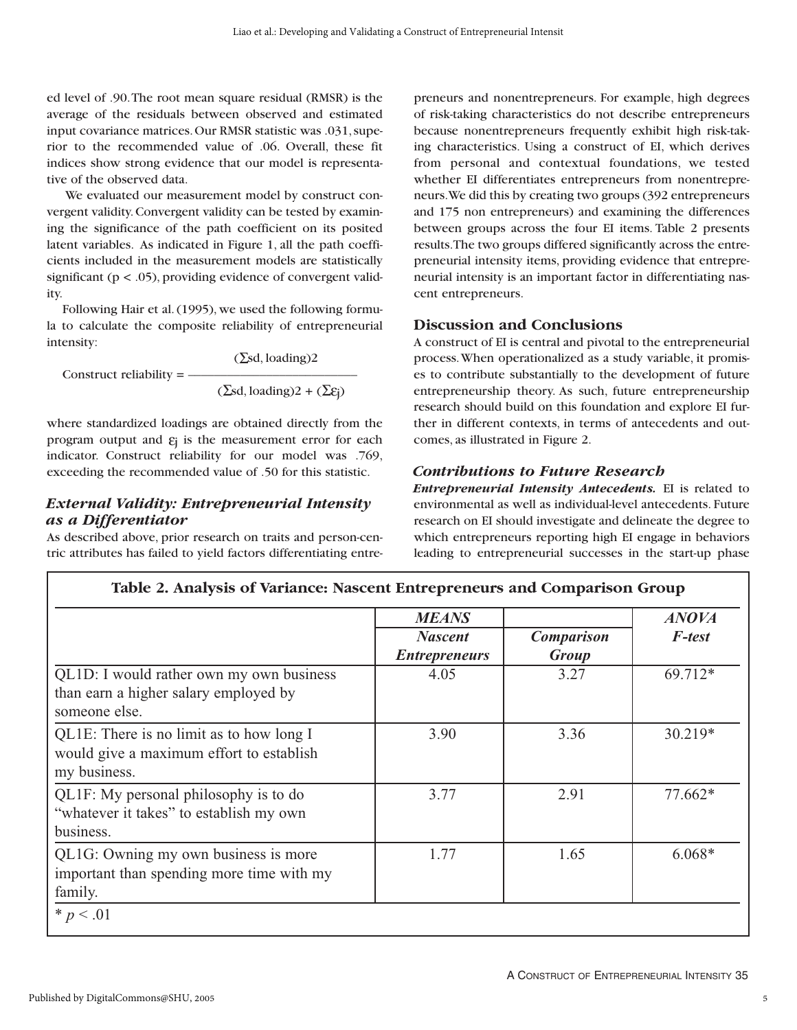ed level of .90. The root mean square residual (RMSR) is the average of the residuals between observed and estimated input covariance matrices. Our RMSR statistic was .031, superior to the recommended value of .06. Overall, these fit indices show strong evidence that our model is representative of the observed data.

We evaluated our measurement model by construct convergent validity. Convergent validity can be tested by examining the significance of the path coefficient on its posited latent variables. As indicated in Figure 1, all the path coefficients included in the measurement models are statistically significant ($p < .05$), providing evidence of convergent validity.

Following Hair et al. (1995), we used the following formula to calculate the composite reliability of entrepreneurial intensity:

$$\text{Construct reliability} = \frac{(\Sigma \text{sd, loading})2}{(\Sigma \text{sd, loading})2 + (\Sigma \varepsilon_j)}$$

where standardized loadings are obtained directly from the program output and $\varepsilon_j$ is the measurement error for each indicator. Construct reliability for our model was .769, exceeding the recommended value of .50 for this statistic.

### External Validity: Entrepreneurial Intensity as a Differentiator

As described above, prior research on traits and person-centric attributes has failed to yield factors differentiating entrepreneurs and nonentrepreneurs. For example, high degrees of risk-taking characteristics do not describe entrepreneurs because nonentrepreneurs frequently exhibit high risk-taking characteristics. Using a construct of EI, which derives from personal and contextual foundations, we tested whether EI differentiates entrepreneurs from nonentrepreneurs. We did this by creating two groups (392 entrepreneurs and 175 non entrepreneurs) and examining the differences between groups across the four EI items. Table 2 presents results. The two groups differed significantly across the entrepreneurial intensity items, providing evidence that entrepreneurial intensity is an important factor in differentiating nascent entrepreneurs.

## Discussion and Conclusions

A construct of EI is central and pivotal to the entrepreneurial process. When operationalized as a study variable, it promises to contribute substantially to the development of future entrepreneurship theory. As such, future entrepreneurship research should build on this foundation and explore EI further in different contexts, in terms of antecedents and outcomes, as illustrated in Figure 2.

### Contributions to Future Research

***Entrepreneurial Intensity Antecedents.*** EI is related to environmental as well as individual-level antecedents. Future research on EI should investigate and delineate the degree to which entrepreneurs reporting high EI engage in behaviors leading to entrepreneurial successes in the start-up phase

**Table 2. Analysis of Variance: Nascent Entrepreneurs and Comparison Group**

| | *MEANS* | | *ANOVA* |
|---|---|---|---|
| | *Nascent Entrepreneurs* | *Comparison Group* | *F-test* |
| QL1D: I would rather own my own business than earn a higher salary employed by someone else. | 4.05 | 3.27 | 69.712* |
| QL1E: There is no limit as to how long I would give a maximum effort to establish my business. | 3.90 | 3.36 | 30.219* |
| QL1F: My personal philosophy is to do "whatever it takes" to establish my own business. | 3.77 | 2.91 | 77.662* |
| QL1G: Owning my own business is more important than spending more time with my family. | 1.77 | 1.65 | 6.068* |

\* $p < .01$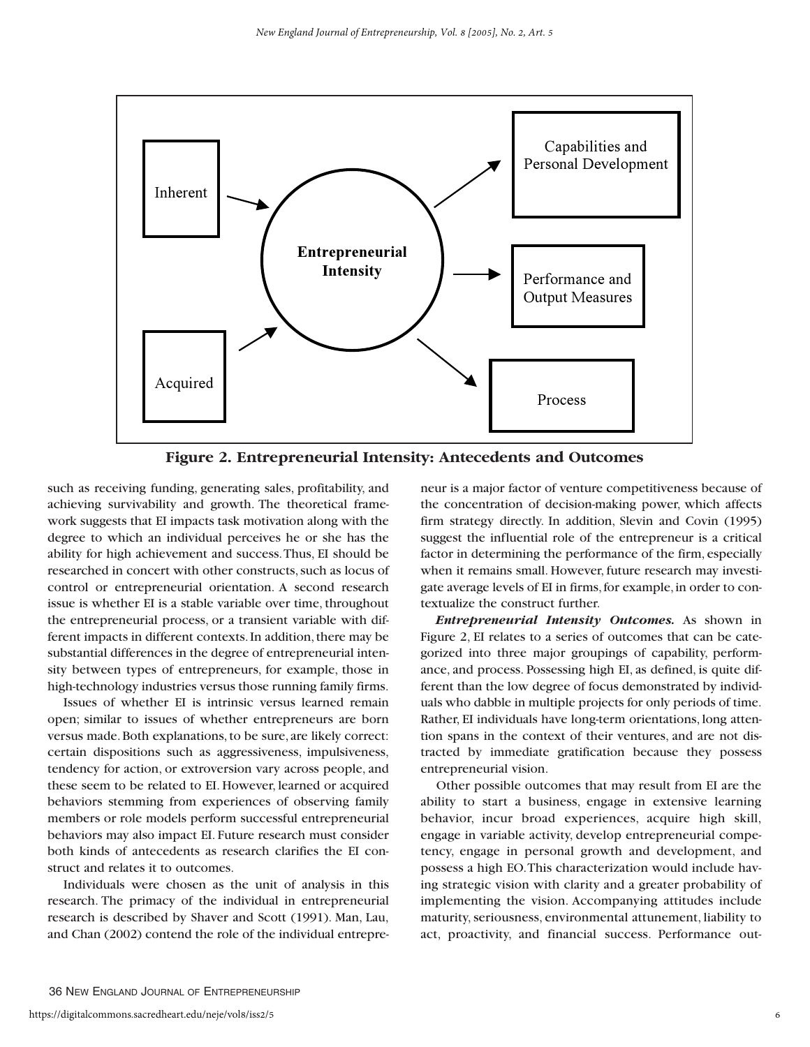Inherent

Acquired

Entrepreneurial Intensity

Capabilities and Personal Development

Performance and Output Measures

Process

**Figure 2. Entrepreneurial Intensity: Antecedents and Outcomes**

such as receiving funding, generating sales, profitability, and achieving survivability and growth. The theoretical framework suggests that EI impacts task motivation along with the degree to which an individual perceives he or she has the ability for high achievement and success. Thus, EI should be researched in concert with other constructs, such as locus of control or entrepreneurial orientation. A second research issue is whether EI is a stable variable over time, throughout the entrepreneurial process, or a transient variable with different impacts in different contexts. In addition, there may be substantial differences in the degree of entrepreneurial intensity between types of entrepreneurs, for example, those in high-technology industries versus those running family firms.

Issues of whether EI is intrinsic versus learned remain open; similar to issues of whether entrepreneurs are born versus made. Both explanations, to be sure, are likely correct: certain dispositions such as aggressiveness, impulsiveness, tendency for action, or extroversion vary across people, and these seem to be related to EI. However, learned or acquired behaviors stemming from experiences of observing family members or role models perform successful entrepreneurial behaviors may also impact EI. Future research must consider both kinds of antecedents as research clarifies the EI construct and relates it to outcomes.

Individuals were chosen as the unit of analysis in this research. The primacy of the individual in entrepreneurial research is described by Shaver and Scott (1991). Man, Lau, and Chan (2002) contend the role of the individual entrepreneur is a major factor of venture competitiveness because of the concentration of decision-making power, which affects firm strategy directly. In addition, Slevin and Covin (1995) suggest the influential role of the entrepreneur is a critical factor in determining the performance of the firm, especially when it remains small. However, future research may investigate average levels of EI in firms, for example, in order to contextualize the construct further.

***Entrepreneurial Intensity Outcomes.*** As shown in Figure 2, EI relates to a series of outcomes that can be categorized into three major groupings of capability, performance, and process. Possessing high EI, as defined, is quite different than the low degree of focus demonstrated by individuals who dabble in multiple projects for only periods of time. Rather, EI individuals have long-term orientations, long attention spans in the context of their ventures, and are not distracted by immediate gratification because they possess entrepreneurial vision.

Other possible outcomes that may result from EI are the ability to start a business, engage in extensive learning behavior, incur broad experiences, acquire high skill, engage in variable activity, develop entrepreneurial competency, engage in personal growth and development, and possess a high EO. This characterization would include having strategic vision with clarity and a greater probability of implementing the vision. Accompanying attitudes include maturity, seriousness, environmental attunement, liability to act, proactivity, and financial success. Performance out-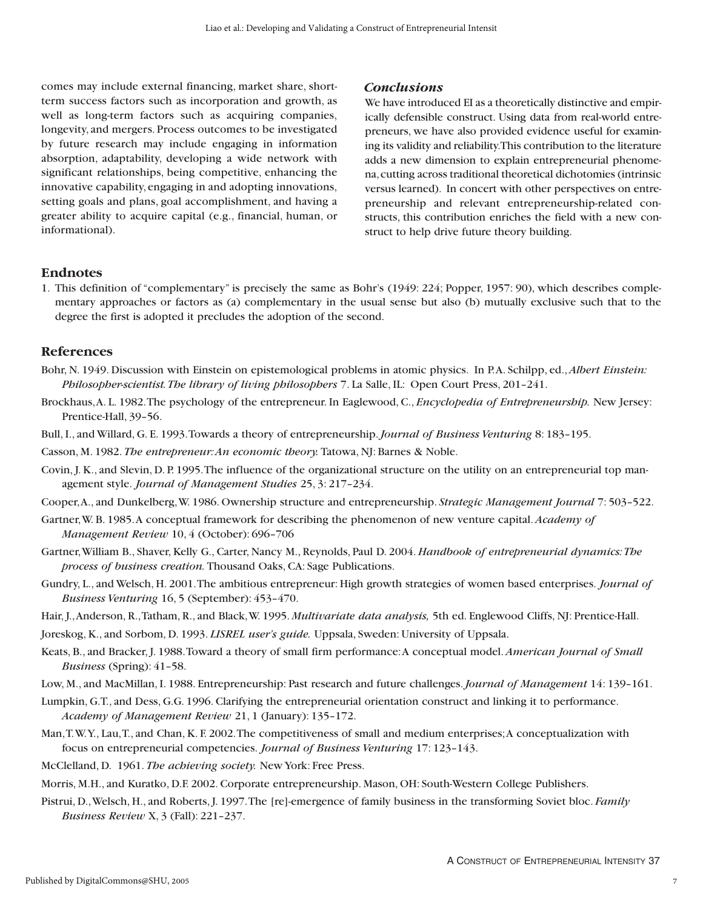comes may include external financing, market share, short-term success factors such as incorporation and growth, as well as long-term factors such as acquiring companies, longevity, and mergers. Process outcomes to be investigated by future research may include engaging in information absorption, adaptability, developing a wide network with significant relationships, being competitive, enhancing the innovative capability, engaging in and adopting innovations, setting goals and plans, goal accomplishment, and having a greater ability to acquire capital (e.g., financial, human, or informational).

### *Conclusions*

We have introduced EI as a theoretically distinctive and empirically defensible construct. Using data from real-world entrepreneurs, we have also provided evidence useful for examining its validity and reliability. This contribution to the literature adds a new dimension to explain entrepreneurial phenomena, cutting across traditional theoretical dichotomies (intrinsic versus learned). In concert with other perspectives on entrepreneurship and relevant entrepreneurship-related constructs, this contribution enriches the field with a new construct to help drive future theory building.

## Endnotes

1. This definition of "complementary" is precisely the same as Bohr's (1949: 224; Popper, 1957: 90), which describes complementary approaches or factors as (a) complementary in the usual sense but also (b) mutually exclusive such that to the degree the first is adopted it precludes the adoption of the second.

## References

Bohr, N. 1949. Discussion with Einstein on epistemological problems in atomic physics. In P.A. Schilpp, ed., *Albert Einstein: Philosopher-scientist. The library of living philosophers* 7. La Salle, IL: Open Court Press, 201–241.

Brockhaus, A. L. 1982. The psychology of the entrepreneur. In Eaglewood, C., *Encyclopedia of Entrepreneurship.* New Jersey: Prentice-Hall, 39–56.

Bull, I., and Willard, G. E. 1993. Towards a theory of entrepreneurship. *Journal of Business Venturing* 8: 183–195.

Casson, M. 1982. *The entrepreneur: An economic theory.* Tatowa, NJ: Barnes & Noble.

Covin, J. K., and Slevin, D. P. 1995. The influence of the organizational structure on the utility on an entrepreneurial top management style. *Journal of Management Studies* 25, 3: 217–234.

Cooper, A., and Dunkelberg, W. 1986. Ownership structure and entrepreneurship. *Strategic Management Journal* 7: 503–522.

Gartner, W. B. 1985. A conceptual framework for describing the phenomenon of new venture capital. *Academy of Management Review* 10, 4 (October): 696–706

Gartner, William B., Shaver, Kelly G., Carter, Nancy M., Reynolds, Paul D. 2004. *Handbook of entrepreneurial dynamics: The process of business creation.* Thousand Oaks, CA: Sage Publications.

Gundry, L., and Welsch, H. 2001. The ambitious entrepreneur: High growth strategies of women based enterprises. *Journal of Business Venturing* 16, 5 (September): 453–470.

Hair, J., Anderson, R., Tatham, R., and Black, W. 1995. *Multivariate data analysis,* 5th ed. Englewood Cliffs, NJ: Prentice-Hall.

Joreskog, K., and Sorbom, D. 1993. *LISREL user's guide.* Uppsala, Sweden: University of Uppsala.

Keats, B., and Bracker, J. 1988. Toward a theory of small firm performance: A conceptual model. *American Journal of Small Business* (Spring): 41–58.

Low, M., and MacMillan, I. 1988. Entrepreneurship: Past research and future challenges. *Journal of Management* 14: 139–161.

Lumpkin, G.T., and Dess, G.G. 1996. Clarifying the entrepreneurial orientation construct and linking it to performance. *Academy of Management Review* 21, 1 (January): 135–172.

Man, T. W. Y., Lau, T., and Chan, K. F. 2002. The competitiveness of small and medium enterprises; A conceptualization with focus on entrepreneurial competencies. *Journal of Business Venturing* 17: 123–143.

McClelland, D. 1961. *The achieving society.* New York: Free Press.

Morris, M.H., and Kuratko, D.F. 2002. Corporate entrepreneurship. Mason, OH: South-Western College Publishers.

Pistrui, D., Welsch, H., and Roberts, J. 1997. The [re]-emergence of family business in the transforming Soviet bloc. *Family Business Review* X, 3 (Fall): 221–237.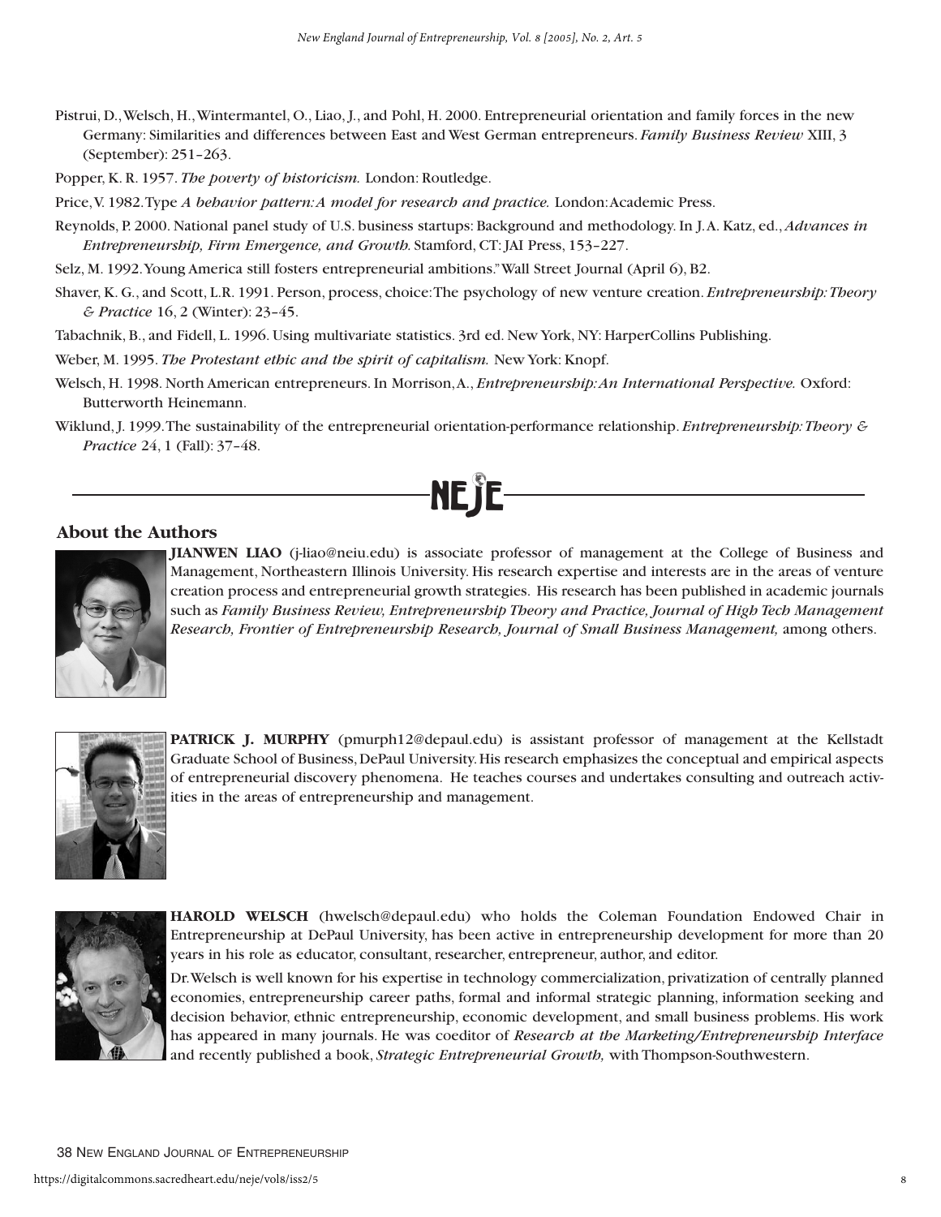Pistrui, D., Welsch, H., Wintermantel, O., Liao, J., and Pohl, H. 2000. Entrepreneurial orientation and family forces in the new Germany: Similarities and differences between East and West German entrepreneurs. *Family Business Review* XIII, 3 (September): 251–263.

Popper, K. R. 1957. *The poverty of historicism.* London: Routledge.

Price, V. 1982. Type *A behavior pattern: A model for research and practice.* London: Academic Press.

Reynolds, P. 2000. National panel study of U.S. business startups: Background and methodology. In J. A. Katz, ed., *Advances in Entrepreneurship, Firm Emergence, and Growth.* Stamford, CT: JAI Press, 153–227.

Selz, M. 1992. Young America still fosters entrepreneurial ambitions." Wall Street Journal (April 6), B2.

Shaver, K. G., and Scott, L.R. 1991. Person, process, choice: The psychology of new venture creation. *Entrepreneurship: Theory & Practice* 16, 2 (Winter): 23–45.

Tabachnik, B., and Fidell, L. 1996. Using multivariate statistics. 3rd ed. New York, NY: HarperCollins Publishing.

Weber, M. 1995. *The Protestant ethic and the spirit of capitalism.* New York: Knopf.

Welsch, H. 1998. North American entrepreneurs. In Morrison, A., *Entrepreneurship: An International Perspective.* Oxford: Butterworth Heinemann.

Wiklund, J. 1999. The sustainability of the entrepreneurial orientation-performance relationship. *Entrepreneurship: Theory & Practice* 24, 1 (Fall): 37–48.

## About the Authors

**JIANWEN LIAO** (j-liao@neiu.edu) is associate professor of management at the College of Business and Management, Northeastern Illinois University. His research expertise and interests are in the areas of venture creation process and entrepreneurial growth strategies. His research has been published in academic journals such as *Family Business Review, Entrepreneurship Theory and Practice, Journal of High Tech Management Research, Frontier of Entrepreneurship Research, Journal of Small Business Management,* among others.

**PATRICK J. MURPHY** (pmurph12@depaul.edu) is assistant professor of management at the Kellstadt Graduate School of Business, DePaul University. His research emphasizes the conceptual and empirical aspects of entrepreneurial discovery phenomena. He teaches courses and undertakes consulting and outreach activities in the areas of entrepreneurship and management.

**HAROLD WELSCH** (hwelsch@depaul.edu) who holds the Coleman Foundation Endowed Chair in Entrepreneurship at DePaul University, has been active in entrepreneurship development for more than 20 years in his role as educator, consultant, researcher, entrepreneur, author, and editor.

Dr. Welsch is well known for his expertise in technology commercialization, privatization of centrally planned economies, entrepreneurship career paths, formal and informal strategic planning, information seeking and decision behavior, ethnic entrepreneurship, economic development, and small business problems. His work has appeared in many journals. He was coeditor of *Research at the Marketing/Entrepreneurship Interface* and recently published a book, *Strategic Entrepreneurial Growth,* with Thompson-Southwestern.